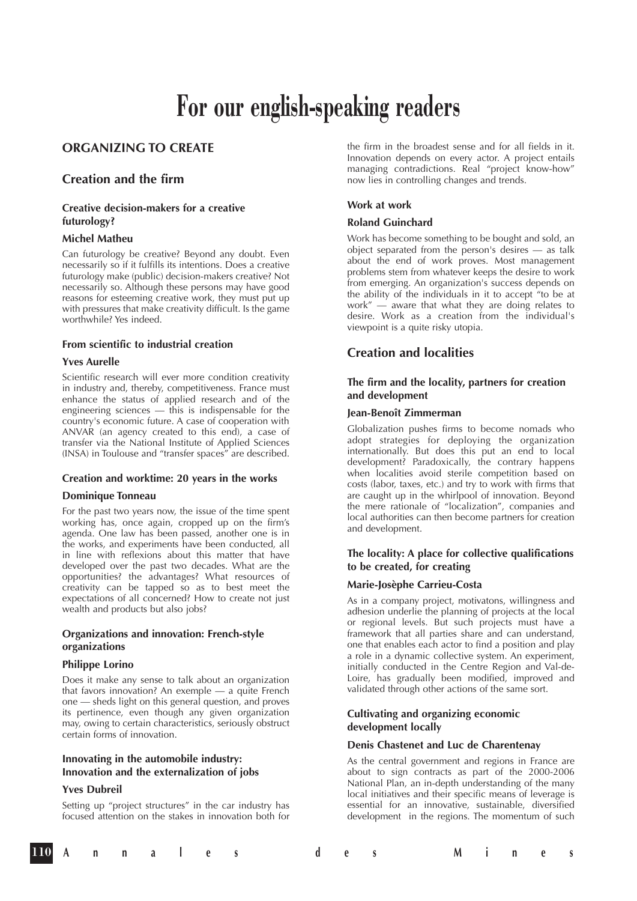# For our english-speaking readers

## ORGANIZING TO CREATE

## Creation and the firm

### Creative decision-makers for a creative futurology?

**Michel Matheu**

Can futurology be creative? Beyond any doubt. Even necessarily so if it fulfills its intentions. Does a creative futurology make (public) decision-makers creative? Not necessarily so. Although these persons may have good reasons for esteeming creative work, they must put up with pressures that make creativity difficult. Is the game worthwhile? Yes indeed.

### From scientific to industrial creation

**Yves Aurelle**

Scientific research will ever more condition creativity in industry and, thereby, competitiveness. France must enhance the status of applied research and of the engineering sciences — this is indispensable for the country's economic future. A case of cooperation with ANVAR (an agency created to this end), a case of transfer via the National Institute of Applied Sciences (INSA) in Toulouse and "transfer spaces" are described.

### Creation and worktime: 20 years in the works

**Dominique Tonneau**

For the past two years now, the issue of the time spent working has, once again, cropped up on the firm's agenda. One law has been passed, another one is in the works, and experiments have been conducted, all in line with reflexions about this matter that have developed over the past two decades. What are the opportunities? the advantages? What resources of creativity can be tapped so as to best meet the expectations of all concerned? How to create not just wealth and products but also jobs?

### Organizations and innovation: French-style organizations

**Philippe Lorino**

Does it make any sense to talk about an organization that favors innovation? An exemple — a quite French one — sheds light on this general question, and proves its pertinence, even though any given organization may, owing to certain characteristics, seriously obstruct certain forms of innovation.

### Innovating in the automobile industry: Innovation and the externalization of jobs

**Yves Dubreil**

Setting up "project structures" in the car industry has focused attention on the stakes in innovation both for the firm in the broadest sense and for all fields in it. Innovation depends on every actor. A project entails managing contradictions. Real "project know-how" now lies in controlling changes and trends.

### Work at work

**Roland Guinchard**

Work has become something to be bought and sold, an object separated from the person's desires — as talk about the end of work proves. Most management problems stem from whatever keeps the desire to work from emerging. An organization's success depends on the ability of the individuals in it to accept "to be at work" — aware that what they are doing relates to desire. Work as a creation from the individual's viewpoint is a quite risky utopia.

## Creation and localities

### The firm and the locality, partners for creation and development

**Jean-Benoît Zimmerman**

Globalization pushes firms to become nomads who adopt strategies for deploying the organization internationally. But does this put an end to local development? Paradoxically, the contrary happens when localities avoid sterile competition based on costs (labor, taxes, etc.) and try to work with firms that are caught up in the whirlpool of innovation. Beyond the mere rationale of "localization", companies and local authorities can then become partners for creation and development.

### The locality: A place for collective qualifications to be created, for creating

**Marie-Josèphe Carrieu-Costa**

As in a company project, motivatons, willingness and adhesion underlie the planning of projects at the local or regional levels. But such projects must have a framework that all parties share and can understand, one that enables each actor to find a position and play a role in a dynamic collective system. An experiment, initially conducted in the Centre Region and Val-de-Loire, has gradually been modified, improved and validated through other actions of the same sort.

### Cultivating and organizing economic development locally

**Denis Chastenet and Luc de Charentenay**

As the central government and regions in France are about to sign contracts as part of the 2000-2006 National Plan, an in-depth understanding of the many local initiatives and their specific means of leverage is essential for an innovative, sustainable, diversified development in the regions. The momentum of such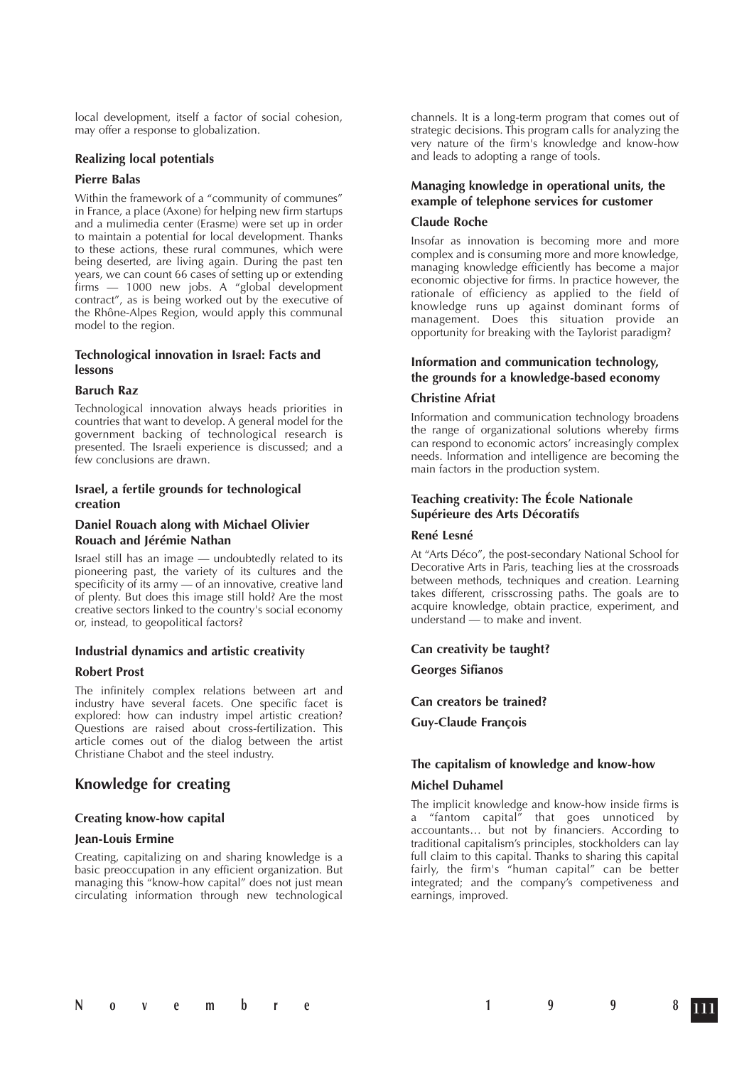local development, itself a factor of social cohesion, may offer a response to globalization.

### Realizing local potentials

**Pierre Balas**

Within the framework of a "community of communes" in France, a place (Axone) for helping new firm startups and a mulimedia center (Erasme) were set up in order to maintain a potential for local development. Thanks to these actions, these rural communes, which were being deserted, are living again. During the past ten years, we can count 66 cases of setting up or extending firms — 1000 new jobs. A "global development contract", as is being worked out by the executive of the Rhône-Alpes Region, would apply this communal model to the region.

### Technological innovation in Israel: Facts and lessons

**Baruch Raz**

Technological innovation always heads priorities in countries that want to develop. A general model for the government backing of technological research is presented. The Israeli experience is discussed; and a few conclusions are drawn.

### Israel, a fertile grounds for technological creation

**Daniel Rouach along with Michael Olivier Rouach and Jérémie Nathan**

Israel still has an image — undoubtedly related to its pioneering past, the variety of its cultures and the specificity of its army — of an innovative, creative land of plenty. But does this image still hold? Are the most creative sectors linked to the country's social economy or, instead, to geopolitical factors?

### Industrial dynamics and artistic creativity

**Robert Prost**

The infinitely complex relations between art and industry have several facets. One specific facet is explored: how can industry impel artistic creation? Questions are raised about cross-fertilization. This article comes out of the dialog between the artist Christiane Chabot and the steel industry.

## Knowledge for creating

### Creating know-how capital

**Jean-Louis Ermine**

Creating, capitalizing on and sharing knowledge is a basic preoccupation in any efficient organization. But managing this "know-how capital" does not just mean circulating information through new technological channels. It is a long-term program that comes out of strategic decisions. This program calls for analyzing the very nature of the firm's knowledge and know-how and leads to adopting a range of tools.

### Managing knowledge in operational units, the example of telephone services for customer

**Claude Roche**

Insofar as innovation is becoming more and more complex and is consuming more and more knowledge, managing knowledge efficiently has become a major economic objective for firms. In practice however, the rationale of efficiency as applied to the field of knowledge runs up against dominant forms of management. Does this situation provide an opportunity for breaking with the Taylorist paradigm?

### Information and communication technology, the grounds for a knowledge-based economy

**Christine Afriat**

Information and communication technology broadens the range of organizational solutions whereby firms can respond to economic actors' increasingly complex needs. Information and intelligence are becoming the main factors in the production system.

### Teaching creativity: The École Nationale Supérieure des Arts Décoratifs

**René Lesné**

At "Arts Déco", the post-secondary National School for Decorative Arts in Paris, teaching lies at the crossroads between methods, techniques and creation. Learning takes different, crisscrossing paths. The goals are to acquire knowledge, obtain practice, experiment, and understand — to make and invent.

### Can creativity be taught?

**Georges Sifianos**

### Can creators be trained?

**Guy-Claude François**

### The capitalism of knowledge and know-how

**Michel Duhamel**

The implicit knowledge and know-how inside firms is a "fantom capital" that goes unnoticed by accountants… but not by financiers. According to traditional capitalism's principles, stockholders can lay full claim to this capital. Thanks to sharing this capital fairly, the firm's "human capital" can be better integrated; and the company's competiveness and earnings, improved.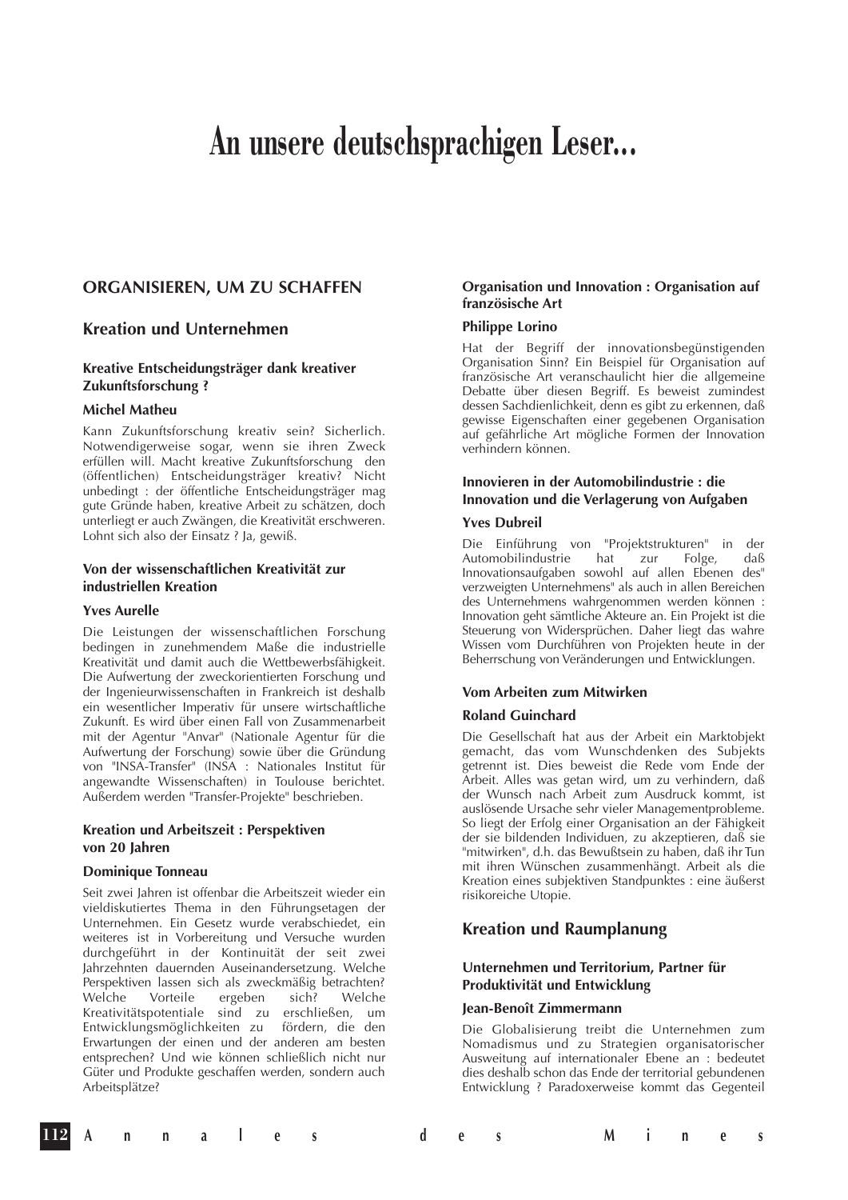# An unsere deutschsprachigen Leser...

## ORGANISIEREN, UM ZU SCHAFFEN

## Kreation und Unternehmen

### Kreative Entscheidungsträger dank kreativer Zukunftsforschung ?

**Michel Matheu**

Kann Zukunftsforschung kreativ sein? Sicherlich. Notwendigerweise sogar, wenn sie ihren Zweck erfüllen will. Macht kreative Zukunftsforschung den (öffentlichen) Entscheidungsträger kreativ? Nicht unbedingt : der öffentliche Entscheidungsträger mag gute Gründe haben, kreative Arbeit zu schätzen, doch unterliegt er auch Zwängen, die Kreativität erschweren. Lohnt sich also der Einsatz ? Ja, gewiß.

### Von der wissenschaftlichen Kreativität zur industriellen Kreation

**Yves Aurelle**

Die Leistungen der wissenschaftlichen Forschung bedingen in zunehmendem Maße die industrielle Kreativität und damit auch die Wettbewerbsfähigkeit. Die Aufwertung der zweckorientierten Forschung und der Ingenieurwissenschaften in Frankreich ist deshalb ein wesentlicher Imperativ für unsere wirtschaftliche Zukunft. Es wird über einen Fall von Zusammenarbeit mit der Agentur "Anvar" (Nationale Agentur für die Aufwertung der Forschung) sowie über die Gründung von "INSA-Transfer" (INSA : Nationales Institut für angewandte Wissenschaften) in Toulouse berichtet. Außerdem werden "Transfer-Projekte" beschrieben.

### Kreation und Arbeitszeit : Perspektiven von 20 Jahren

**Dominique Tonneau**

Seit zwei Jahren ist offenbar die Arbeitszeit wieder ein vieldiskutiertes Thema in den Führungsetagen der Unternehmen. Ein Gesetz wurde verabschiedet, ein weiteres ist in Vorbereitung und Versuche wurden durchgeführt in der Kontinuität der seit zwei Jahrzehnten dauernden Auseinandersetzung. Welche Perspektiven lassen sich als zweckmäßig betrachten? Welche Vorteile ergeben sich? Welche Kreativitätspotentiale sind zu erschließen, um Entwicklungsmöglichkeiten zu fördern, die den Erwartungen der einen und der anderen am besten entsprechen? Und wie können schließlich nicht nur Güter und Produkte geschaffen werden, sondern auch Arbeitsplätze?

### Organisation und Innovation : Organisation auf französische Art

**Philippe Lorino**

Hat der Begriff der innovationsbegünstigenden Organisation Sinn? Ein Beispiel für Organisation auf französische Art veranschaulicht hier die allgemeine Debatte über diesen Begriff. Es beweist zumindest dessen Sachdienlichkeit, denn es gibt zu erkennen, daß gewisse Eigenschaften einer gegebenen Organisation auf gefährliche Art mögliche Formen der Innovation verhindern können.

### Innovieren in der Automobilindustrie : die Innovation und die Verlagerung von Aufgaben

**Yves Dubreil**

Die Einführung von "Projektstrukturen" in der Automobilindustrie hat zur Folge, daß Innovationsaufgaben sowohl auf allen Ebenen des" verzweigten Unternehmens" als auch in allen Bereichen des Unternehmens wahrgenommen werden können : Innovation geht sämtliche Akteure an. Ein Projekt ist die Steuerung von Widersprüchen. Daher liegt das wahre Wissen vom Durchführen von Projekten heute in der Beherrschung von Veränderungen und Entwicklungen.

### Vom Arbeiten zum Mitwirken

**Roland Guinchard**

Die Gesellschaft hat aus der Arbeit ein Marktobjekt gemacht, das vom Wunschdenken des Subjekts getrennt ist. Dies beweist die Rede vom Ende der Arbeit. Alles was getan wird, um zu verhindern, daß der Wunsch nach Arbeit zum Ausdruck kommt, ist auslösende Ursache sehr vieler Managementprobleme. So liegt der Erfolg einer Organisation an der Fähigkeit der sie bildenden Individuen, zu akzeptieren, daß sie "mitwirken", d.h. das Bewußtsein zu haben, daß ihr Tun mit ihren Wünschen zusammenhängt. Arbeit als die Kreation eines subjektiven Standpunktes : eine äußerst risikoreiche Utopie.

## Kreation und Raumplanung

### Unternehmen und Territorium, Partner für Produktivität und Entwicklung

**Jean-Benoît Zimmermann**

Die Globalisierung treibt die Unternehmen zum Nomadismus und zu Strategien organisatorischer Ausweitung auf internationaler Ebene an : bedeutet dies deshalb schon das Ende der territorial gebundenen Entwicklung ? Paradoxerweise kommt das Gegenteil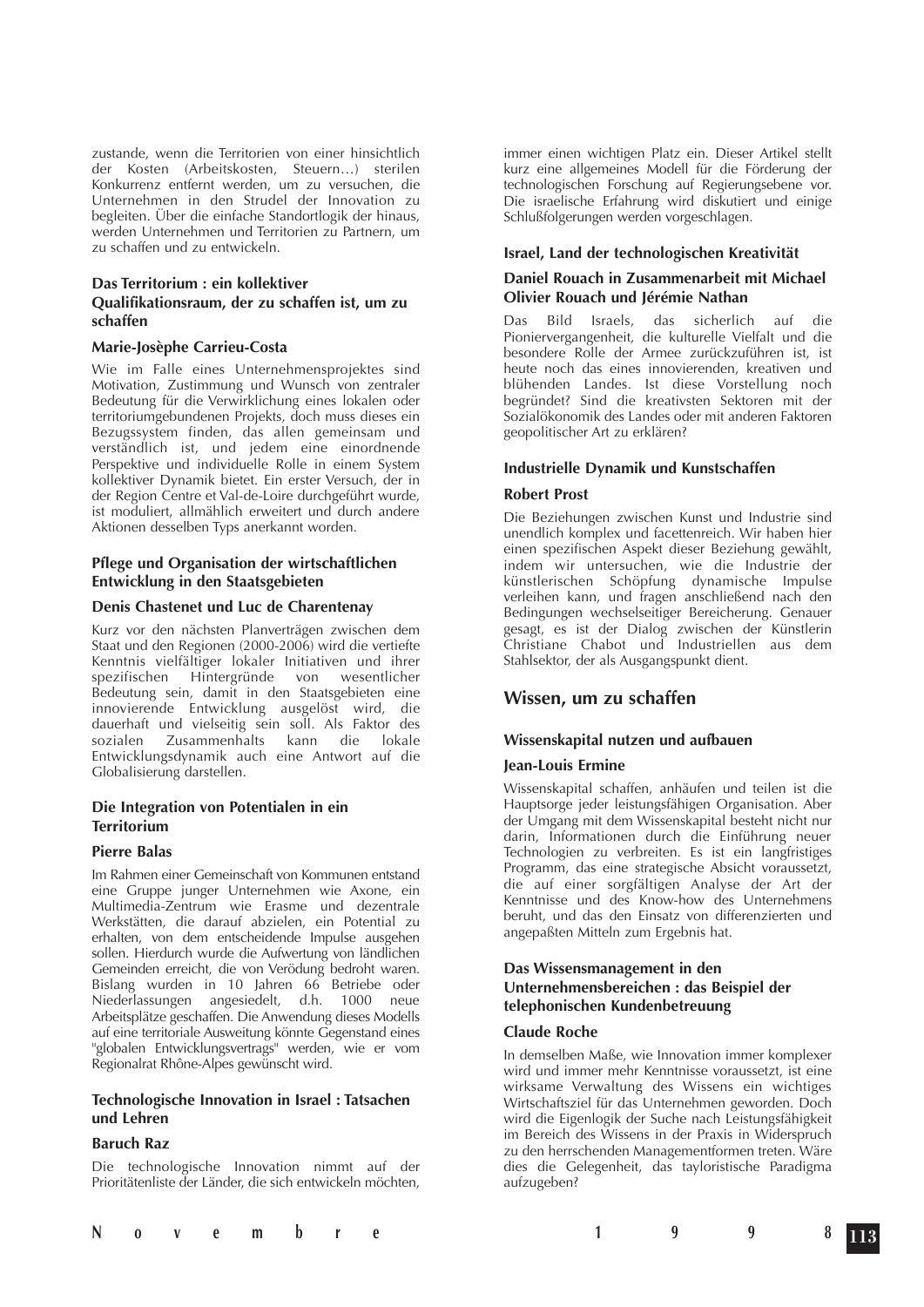zustande, wenn die Territorien von einer hinsichtlich der Kosten (Arbeitskosten, Steuern…) sterilen Konkurrenz entfernt werden, um zu versuchen, die Unternehmen in den Strudel der Innovation zu begleiten. Über die einfache Standortlogik der hinaus, werden Unternehmen und Territorien zu Partnern, um zu schaffen und zu entwickeln.

### Das Territorium : ein kollektiver Qualifikationsraum, der zu schaffen ist, um zu schaffen

**Marie-Josèphe Carrieu-Costa**

Wie im Falle eines Unternehmensprojektes sind Motivation, Zustimmung und Wunsch von zentraler Bedeutung für die Verwirklichung eines lokalen oder territoriumgebundenen Projekts, doch muss dieses ein Bezugssystem finden, das allen gemeinsam und verständlich ist, und jedem eine einordnende Perspektive und individuelle Rolle in einem System kollektiver Dynamik bietet. Ein erster Versuch, der in der Region Centre et Val-de-Loire durchgeführt wurde, ist moduliert, allmählich erweitert und durch andere Aktionen desselben Typs anerkannt worden.

### Pflege und Organisation der wirtschaftlichen Entwicklung in den Staatsgebieten

**Denis Chastenet und Luc de Charentenay**

Kurz vor den nächsten Planverträgen zwischen dem Staat und den Regionen (2000-2006) wird die vertiefte Kenntnis vielfältiger lokaler Initiativen und ihrer spezifischen Hintergründe von wesentlicher Bedeutung sein, damit in den Staatsgebieten eine innovierende Entwicklung ausgelöst wird, die dauerhaft und vielseitig sein soll. Als Faktor des sozialen Zusammenhalts kann die lokale Entwicklungsdynamik auch eine Antwort auf die Globalisierung darstellen.

### Die Integration von Potentialen in ein Territorium

**Pierre Balas**

Im Rahmen einer Gemeinschaft von Kommunen entstand eine Gruppe junger Unternehmen wie Axone, ein Multimedia-Zentrum wie Erasme und dezentrale Werkstätten, die darauf abzielen, ein Potential zu erhalten, von dem entscheidende Impulse ausgehen sollen. Hierdurch wurde die Aufwertung von ländlichen Gemeinden erreicht, die von Verödung bedroht waren. Bislang wurden in 10 Jahren 66 Betriebe oder Niederlassungen angesiedelt, d.h. 1000 neue Arbeitsplätze geschaffen. Die Anwendung dieses Modells auf eine territoriale Ausweitung könnte Gegenstand eines "globalen Entwicklungsvertrags" werden, wie er vom Regionalrat Rhône-Alpes gewünscht wird.

### Technologische Innovation in Israel : Tatsachen und Lehren

**Baruch Raz**

Die technologische Innovation nimmt auf der Prioritätenliste der Länder, die sich entwickeln möchten, immer einen wichtigen Platz ein. Dieser Artikel stellt kurz eine allgemeines Modell für die Förderung der technologischen Forschung auf Regierungsebene vor. Die israelische Erfahrung wird diskutiert und einige Schlußfolgerungen werden vorgeschlagen.

### Israel, Land der technologischen Kreativität

**Daniel Rouach in Zusammenarbeit mit Michael Olivier Rouach und Jérémie Nathan**

Das Bild Israels, das sicherlich auf die Pioniervergangenheit, die kulturelle Vielfalt und die besondere Rolle der Armee zurückzuführen ist, ist heute noch das eines innovierenden, kreativen und blühenden Landes. Ist diese Vorstellung noch begründet? Sind die kreativsten Sektoren mit der Sozialökonomik des Landes oder mit anderen Faktoren geopolitischer Art zu erklären?

### Industrielle Dynamik und Kunstschaffen

**Robert Prost**

Die Beziehungen zwischen Kunst und Industrie sind unendlich komplex und facettenreich. Wir haben hier einen spezifischen Aspekt dieser Beziehung gewählt, indem wir untersuchen, wie die Industrie der künstlerischen Schöpfung dynamische Impulse verleihen kann, und fragen anschließend nach den Bedingungen wechselseitiger Bereicherung. Genauer gesagt, es ist der Dialog zwischen der Künstlerin Christiane Chabot und Industriellen aus dem Stahlsektor, der als Ausgangspunkt dient.

## Wissen, um zu schaffen

### Wissenskapital nutzen und aufbauen

**Jean-Louis Ermine**

Wissenskapital schaffen, anhäufen und teilen ist die Hauptsorge jeder leistungsfähigen Organisation. Aber der Umgang mit dem Wissenskapital besteht nicht nur darin, Informationen durch die Einführung neuer Technologien zu verbreiten. Es ist ein langfristiges Programm, das eine strategische Absicht voraussetzt, die auf einer sorgfältigen Analyse der Art der Kenntnisse und des Know-how des Unternehmens beruht, und das den Einsatz von differenzierten und angepaßten Mitteln zum Ergebnis hat.

### Das Wissensmanagement in den Unternehmensbereichen : das Beispiel der telephonischen Kundenbetreuung

**Claude Roche**

In demselben Maße, wie Innovation immer komplexer wird und immer mehr Kenntnisse voraussetzt, ist eine wirksame Verwaltung des Wissens ein wichtiges Wirtschaftsziel für das Unternehmen geworden. Doch wird die Eigenlogik der Suche nach Leistungsfähigkeit im Bereich des Wissens in der Praxis in Widerspruch zu den herrschenden Managementformen treten. Wäre dies die Gelegenheit, das tayloristische Paradigma aufzugeben?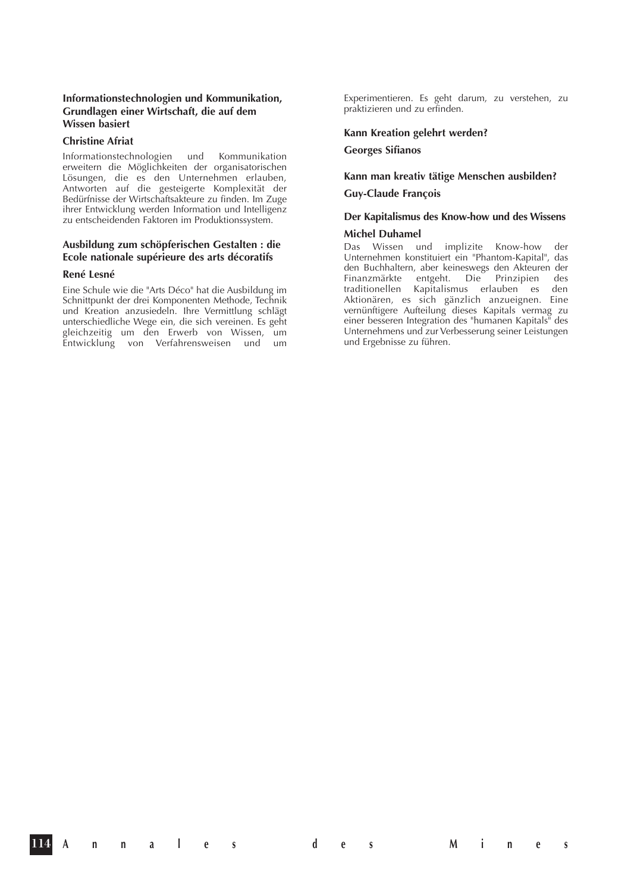### Informationstechnologien und Kommunikation, Grundlagen einer Wirtschaft, die auf dem Wissen basiert

**Christine Afriat**

Informationstechnologien und Kommunikation erweitern die Möglichkeiten der organisatorischen Lösungen, die es den Unternehmen erlauben, Antworten auf die gesteigerte Komplexität der Bedürfnisse der Wirtschaftsakteure zu finden. Im Zuge ihrer Entwicklung werden Information und Intelligenz zu entscheidenden Faktoren im Produktionssystem.

### Ausbildung zum schöpferischen Gestalten : die Ecole nationale supérieure des arts décoratifs

**René Lesné**

Eine Schule wie die "Arts Déco" hat die Ausbildung im Schnittpunkt der drei Komponenten Methode, Technik und Kreation anzusiedeln. Ihre Vermittlung schlägt unterschiedliche Wege ein, die sich vereinen. Es geht gleichzeitig um den Erwerb von Wissen, um Entwicklung von Verfahrensweisen und um Experimentieren. Es geht darum, zu verstehen, zu praktizieren und zu erfinden.

### Kann Kreation gelehrt werden?

**Georges Sifianos**

### Kann man kreativ tätige Menschen ausbilden?

**Guy-Claude François**

### Der Kapitalismus des Know-how und des Wissens

**Michel Duhamel**

Das Wissen und implizite Know-how der Unternehmen konstituiert ein "Phantom-Kapital", das den Buchhaltern, aber keineswegs den Akteuren der Finanzmärkte entgeht. Die Prinzipien des traditionellen Kapitalismus erlauben es den Aktionären, es sich gänzlich anzueignen. Eine vernünftigere Aufteilung dieses Kapitals vermag zu einer besseren Integration des "humanen Kapitals" des Unternehmens und zur Verbesserung seiner Leistungen und Ergebnisse zu führen.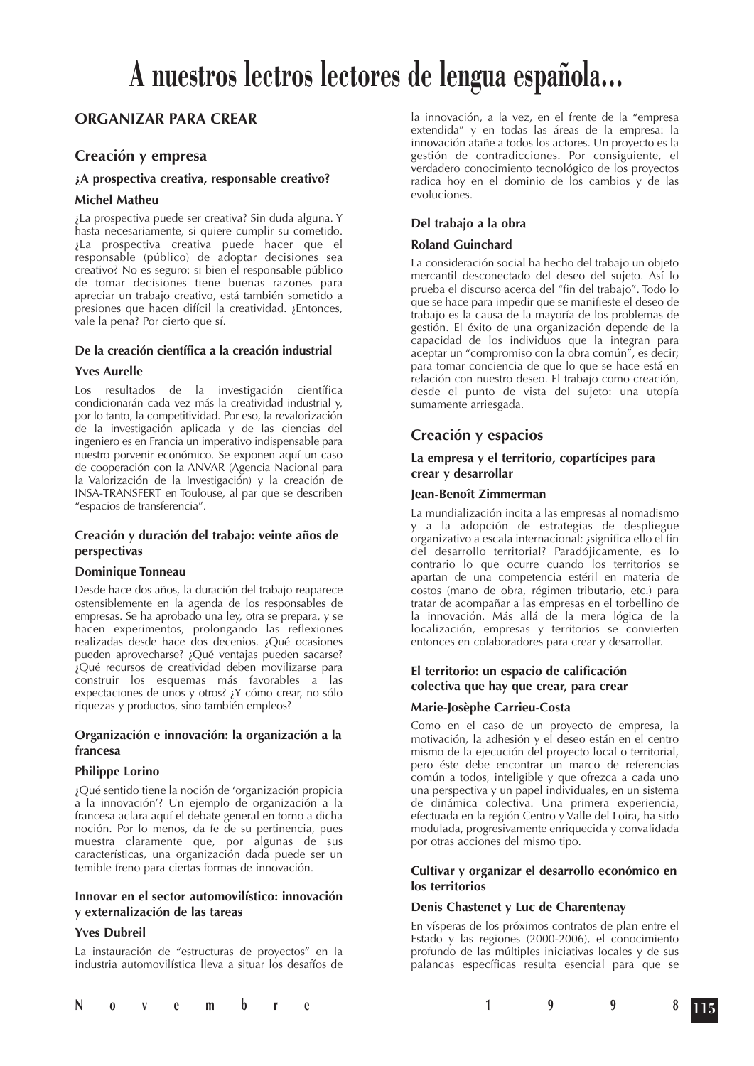# A nuestros lectros lectores de lengua española...

## ORGANIZAR PARA CREAR

### Creación y empresa

#### ¿A prospectiva creativa, responsable creativo?

**Michel Matheu**

¿La prospectiva puede ser creativa? Sin duda alguna. Y hasta necesariamente, si quiere cumplir su cometido. ¿La prospectiva creativa puede hacer que el responsable (público) de adoptar decisiones sea creativo? No es seguro: si bien el responsable público de tomar decisiones tiene buenas razones para apreciar un trabajo creativo, está también sometido a presiones que hacen difícil la creatividad. ¿Entonces, vale la pena? Por cierto que sí.

#### De la creación científica a la creación industrial

**Yves Aurelle**

Los resultados de la investigación científica condicionarán cada vez más la creatividad industrial y, por lo tanto, la competitividad. Por eso, la revalorización de la investigación aplicada y de las ciencias del ingeniero es en Francia un imperativo indispensable para nuestro porvenir económico. Se exponen aquí un caso de cooperación con la ANVAR (Agencia Nacional para la Valorización de la Investigación) y la creación de INSA-TRANSFERT en Toulouse, al par que se describen "espacios de transferencia".

#### Creación y duración del trabajo: veinte años de perspectivas

**Dominique Tonneau**

Desde hace dos años, la duración del trabajo reaparece ostensiblemente en la agenda de los responsables de empresas. Se ha aprobado una ley, otra se prepara, y se hacen experimentos, prolongando las reflexiones realizadas desde hace dos decenios. ¿Qué ocasiones pueden aprovecharse? ¿Qué ventajas pueden sacarse? ¿Qué recursos de creatividad deben movilizarse para construir los esquemas más favorables a las expectaciones de unos y otros? ¿Y cómo crear, no sólo riquezas y productos, sino también empleos?

#### Organización e innovación: la organización a la francesa

**Philippe Lorino**

¿Qué sentido tiene la noción de 'organización propicia a la innovación'? Un ejemplo de organización a la francesa aclara aquí el debate general en torno a dicha noción. Por lo menos, da fe de su pertinencia, pues muestra claramente que, por algunas de sus características, una organización dada puede ser un temible freno para ciertas formas de innovación.

#### Innovar en el sector automovilístico: innovación y externalización de las tareas

**Yves Dubreil**

La instauración de "estructuras de proyectos" en la industria automovilística lleva a situar los desafíos de la innovación, a la vez, en el frente de la "empresa extendida" y en todas las áreas de la empresa: la innovación atañe a todos los actores. Un proyecto es la gestión de contradicciones. Por consiguiente, el verdadero conocimiento tecnológico de los proyectos radica hoy en el dominio de los cambios y de las evoluciones.

#### Del trabajo a la obra

**Roland Guinchard**

La consideración social ha hecho del trabajo un objeto mercantil desconectado del deseo del sujeto. Así lo prueba el discurso acerca del "fin del trabajo". Todo lo que se hace para impedir que se manifieste el deseo de trabajo es la causa de la mayoría de los problemas de gestión. El éxito de una organización depende de la capacidad de los individuos que la integran para aceptar un "compromiso con la obra común", es decir; para tomar conciencia de que lo que se hace está en relación con nuestro deseo. El trabajo como creación, desde el punto de vista del sujeto: una utopía sumamente arriesgada.

### Creación y espacios

#### La empresa y el territorio, copartícipes para crear y desarrollar

**Jean-Benoît Zimmerman**

La mundialización incita a las empresas al nomadismo y a la adopción de estrategias de despliegue organizativo a escala internacional: ¿significa ello el fin del desarrollo territorial? Paradójicamente, es lo contrario lo que ocurre cuando los territorios se apartan de una competencia estéril en materia de costos (mano de obra, régimen tributario, etc.) para tratar de acompañar a las empresas en el torbellino de la innovación. Más allá de la mera lógica de la localización, empresas y territorios se convierten entonces en colaboradores para crear y desarrollar.

#### El territorio: un espacio de calificación colectiva que hay que crear, para crear

**Marie-Josèphe Carrieu-Costa**

Como en el caso de un proyecto de empresa, la motivación, la adhesión y el deseo están en el centro mismo de la ejecución del proyecto local o territorial, pero éste debe encontrar un marco de referencias común a todos, inteligible y que ofrezca a cada uno una perspectiva y un papel individuales, en un sistema de dinámica colectiva. Una primera experiencia, efectuada en la región Centro y Valle del Loira, ha sido modulada, progresivamente enriquecida y convalidada por otras acciones del mismo tipo.

#### Cultivar y organizar el desarrollo económico en los territorios

**Denis Chastenet y Luc de Charentenay**

En vísperas de los próximos contratos de plan entre el Estado y las regiones (2000-2006), el conocimiento profundo de las múltiples iniciativas locales y de sus palancas específicas resulta esencial para que se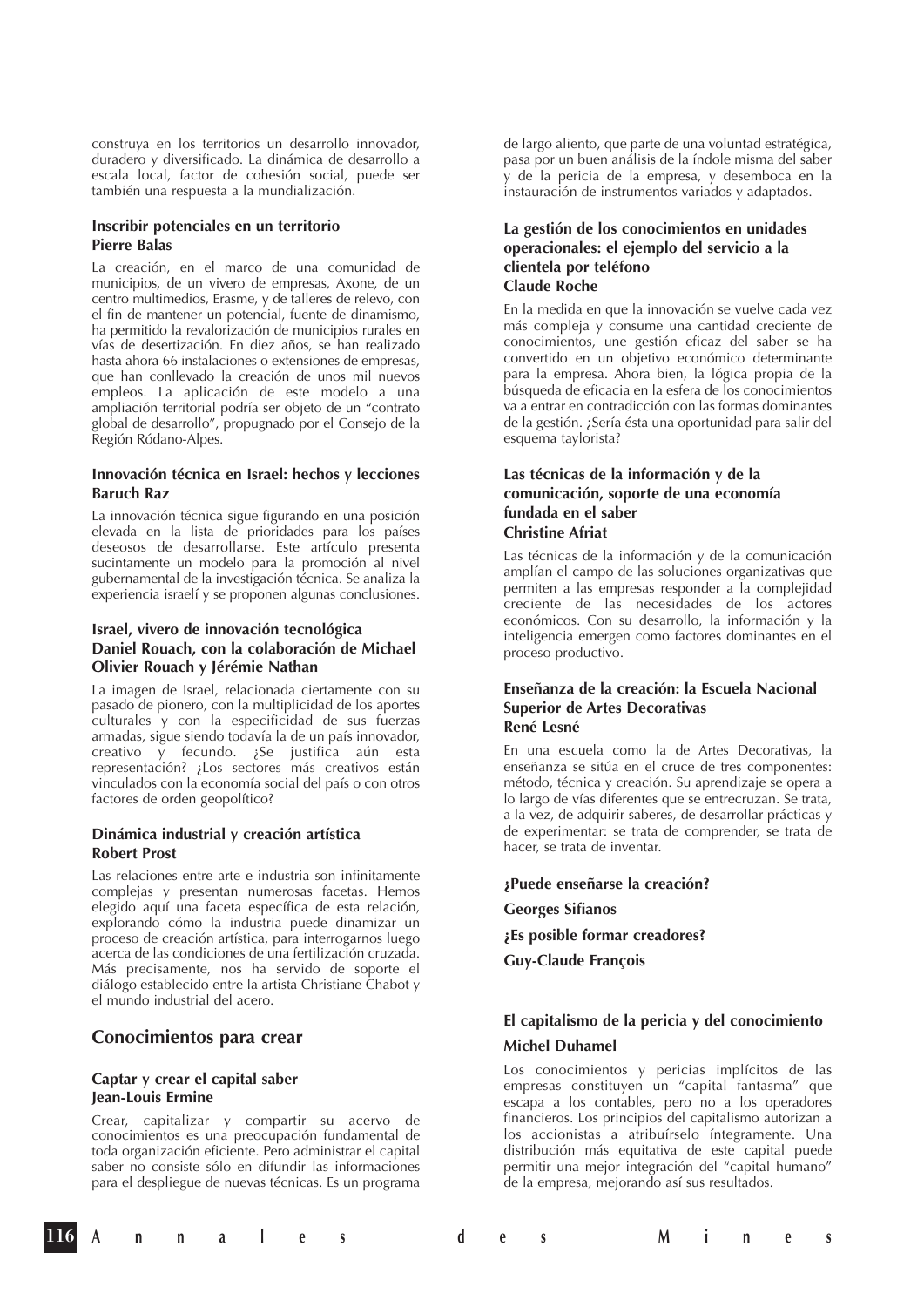construya en los territorios un desarrollo innovador, duradero y diversificado. La dinámica de desarrollo a escala local, factor de cohesión social, puede ser también una respuesta a la mundialización.

### Inscribir potenciales en un territorio
**Pierre Balas**

La creación, en el marco de una comunidad de municipios, de un vivero de empresas, Axone, de un centro multimedios, Erasme, y de talleres de relevo, con el fin de mantener un potencial, fuente de dinamismo, ha permitido la revalorización de municipios rurales en vías de desertización. En diez años, se han realizado hasta ahora 66 instalaciones o extensiones de empresas, que han conllevado la creación de unos mil nuevos empleos. La aplicación de este modelo a una ampliación territorial podría ser objeto de un "contrato global de desarrollo", propugnado por el Consejo de la Región Ródano-Alpes.

### Innovación técnica en Israel: hechos y lecciones
**Baruch Raz**

La innovación técnica sigue figurando en una posición elevada en la lista de prioridades para los países deseosos de desarrollarse. Este artículo presenta sucintamente un modelo para la promoción al nivel gubernamental de la investigación técnica. Se analiza la experiencia israelí y se proponen algunas conclusiones.

### Israel, vivero de innovación tecnológica
**Daniel Rouach, con la colaboración de Michael Olivier Rouach y Jérémie Nathan**

La imagen de Israel, relacionada ciertamente con su pasado de pionero, con la multiplicidad de los aportes culturales y con la especificidad de sus fuerzas armadas, sigue siendo todavía la de un país innovador, creativo y fecundo. ¿Se justifica aún esta representación? ¿Los sectores más creativos están vinculados con la economía social del país o con otros factores de orden geopolítico?

### Dinámica industrial y creación artística
**Robert Prost**

Las relaciones entre arte e industria son infinitamente complejas y presentan numerosas facetas. Hemos elegido aquí una faceta específica de esta relación, explorando cómo la industria puede dinamizar un proceso de creación artística, para interrogarnos luego acerca de las condiciones de una fertilización cruzada. Más precisamente, nos ha servido de soporte el diálogo establecido entre la artista Christiane Chabot y el mundo industrial del acero.

## Conocimientos para crear

### Captar y crear el capital saber
**Jean-Louis Ermine**

Crear, capitalizar y compartir su acervo de conocimientos es una preocupación fundamental de toda organización eficiente. Pero administrar el capital saber no consiste sólo en difundir las informaciones para el despliegue de nuevas técnicas. Es un programa de largo aliento, que parte de una voluntad estratégica, pasa por un buen análisis de la índole misma del saber y de la pericia de la empresa, y desemboca en la instauración de instrumentos variados y adaptados.

### La gestión de los conocimientos en unidades operacionales: el ejemplo del servicio a la clientela por teléfono
**Claude Roche**

En la medida en que la innovación se vuelve cada vez más compleja y consume una cantidad creciente de conocimientos, une gestión eficaz del saber se ha convertido en un objetivo económico determinante para la empresa. Ahora bien, la lógica propia de la búsqueda de eficacia en la esfera de los conocimientos va a entrar en contradicción con las formas dominantes de la gestión. ¿Sería ésta una oportunidad para salir del esquema taylorista?

### Las técnicas de la información y de la comunicación, soporte de una economía fundada en el saber
**Christine Afriat**

Las técnicas de la información y de la comunicación amplían el campo de las soluciones organizativas que permiten a las empresas responder a la complejidad creciente de las necesidades de los actores económicos. Con su desarrollo, la información y la inteligencia emergen como factores dominantes en el proceso productivo.

### Enseñanza de la creación: la Escuela Nacional Superior de Artes Decorativas
**René Lesné**

En una escuela como la de Artes Decorativas, la enseñanza se sitúa en el cruce de tres componentes: método, técnica y creación. Su aprendizaje se opera a lo largo de vías diferentes que se entrecruzan. Se trata, a la vez, de adquirir saberes, de desarrollar prácticas y de experimentar: se trata de comprender, se trata de hacer, se trata de inventar.

### ¿Puede enseñarse la creación?
**Georges Sifianos**

### ¿Es posible formar creadores?
**Guy-Claude François**

### El capitalismo de la pericia y del conocimiento
**Michel Duhamel**

Los conocimientos y pericias implícitos de las empresas constituyen un "capital fantasma" que escapa a los contables, pero no a los operadores financieros. Los principios del capitalismo autorizan a los accionistas a atribuírselo íntegramente. Una distribución más equitativa de este capital puede permitir una mejor integración del "capital humano" de la empresa, mejorando así sus resultados.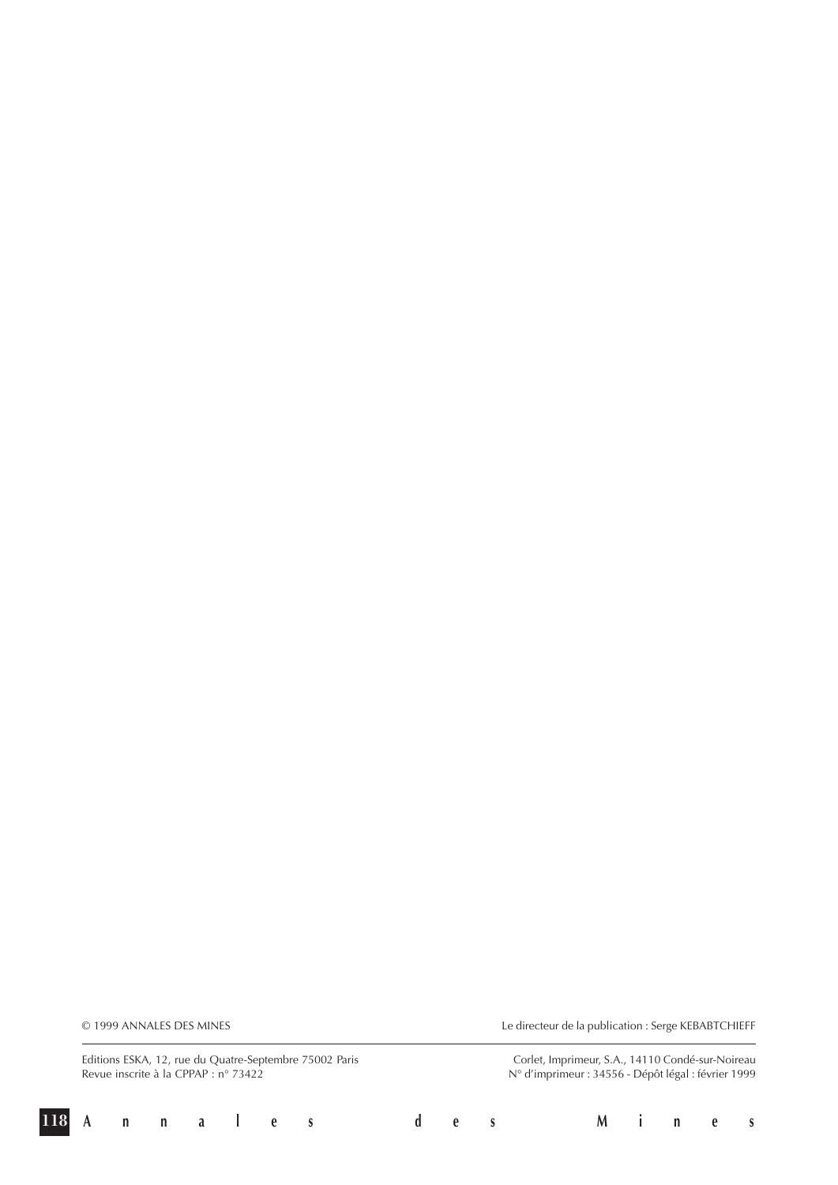© 1999 ANNALES DES MINES

Le directeur de la publication : Serge KEBABTCHIEFF

Editions ESKA, 12, rue du Quatre-Septembre 75002 Paris
Revue inscrite à la CPPAP : n° 73422

Corlet, Imprimeur, S.A., 14110 Condé-sur-Noireau
N° d'imprimeur : 34556 - Dépôt légal : février 1999